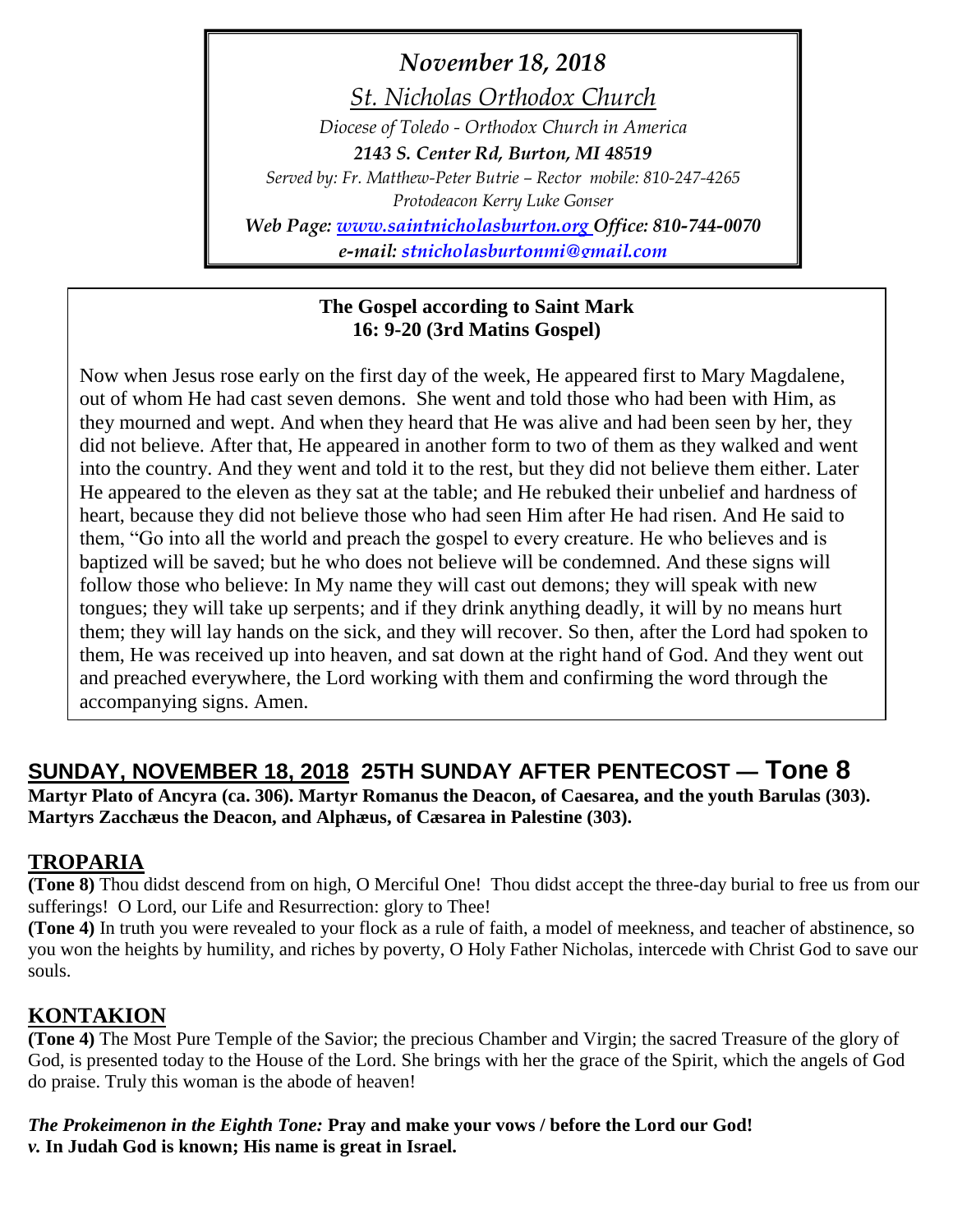*November 18, 2018*

*St. Nicholas Orthodox Church*

*Diocese of Toledo - Orthodox Church in America*

***2143 S. Center Rd, Burton, MI 48519***

*Served by: Fr. Matthew-Peter Butrie – Rector mobile: 810-247-4265*

*Protodeacon Kerry Luke Gonser*

***Web Page: [www.saintnicholasburton.org](http://www.saintnicholasburton.org) Office: 810-744-0070***

***e-mail: stnicholasburtonmi@gmail.com***

**The Gospel according to Saint Mark**
**16: 9-20 (3rd Matins Gospel)**

Now when Jesus rose early on the first day of the week, He appeared first to Mary Magdalene, out of whom He had cast seven demons. She went and told those who had been with Him, as they mourned and wept. And when they heard that He was alive and had been seen by her, they did not believe. After that, He appeared in another form to two of them as they walked and went into the country. And they went and told it to the rest, but they did not believe them either. Later He appeared to the eleven as they sat at the table; and He rebuked their unbelief and hardness of heart, because they did not believe those who had seen Him after He had risen. And He said to them, "Go into all the world and preach the gospel to every creature. He who believes and is baptized will be saved; but he who does not believe will be condemned. And these signs will follow those who believe: In My name they will cast out demons; they will speak with new tongues; they will take up serpents; and if they drink anything deadly, it will by no means hurt them; they will lay hands on the sick, and they will recover. So then, after the Lord had spoken to them, He was received up into heaven, and sat down at the right hand of God. And they went out and preached everywhere, the Lord working with them and confirming the word through the accompanying signs. Amen.

## SUNDAY, NOVEMBER 18, 2018 25TH SUNDAY AFTER PENTECOST — Tone 8

**Martyr Plato of Ancyra (ca. 306). Martyr Romanus the Deacon, of Caesarea, and the youth Barulas (303). Martyrs Zacchæus the Deacon, and Alphæus, of Cæsarea in Palestine (303).**

## TROPARIA

**(Tone 8)** Thou didst descend from on high, O Merciful One! Thou didst accept the three-day burial to free us from our sufferings! O Lord, our Life and Resurrection: glory to Thee!

**(Tone 4)** In truth you were revealed to your flock as a rule of faith, a model of meekness, and teacher of abstinence, so you won the heights by humility, and riches by poverty, O Holy Father Nicholas, intercede with Christ God to save our souls.

## KONTAKION

**(Tone 4)** The Most Pure Temple of the Savior; the precious Chamber and Virgin; the sacred Treasure of the glory of God, is presented today to the House of the Lord. She brings with her the grace of the Spirit, which the angels of God do praise. Truly this woman is the abode of heaven!

***The Prokeimenon in the Eighth Tone:*** **Pray and make your vows / before the Lord our God!**
***v.*** **In Judah God is known; His name is great in Israel.**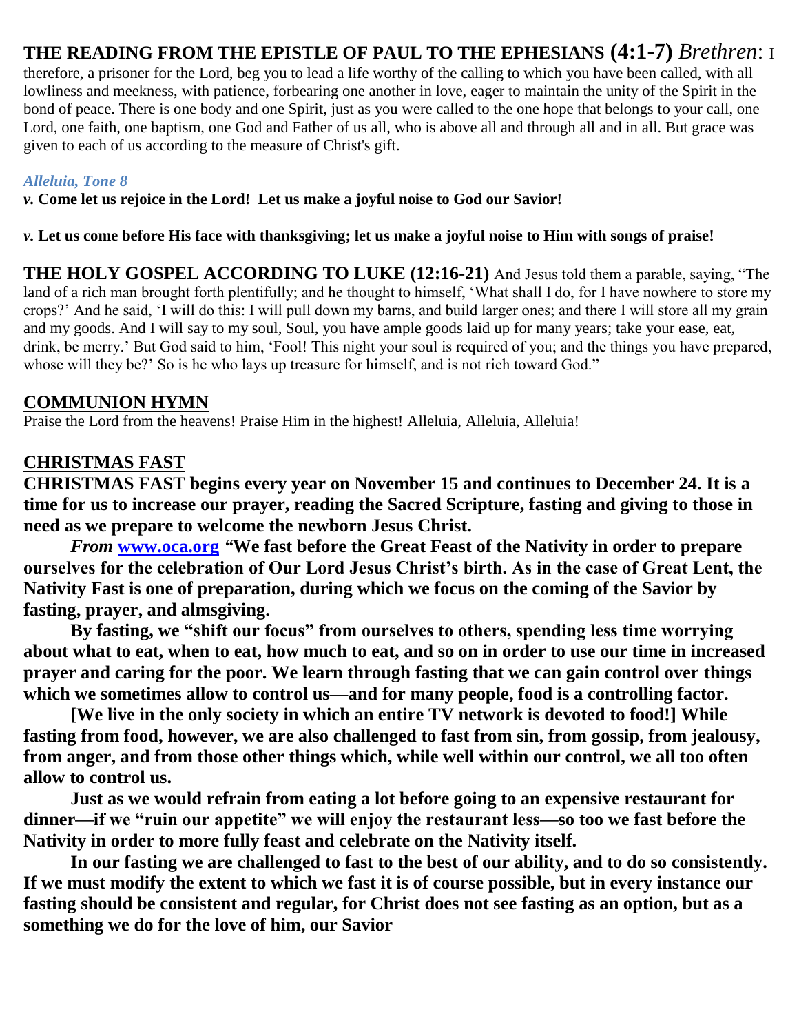**THE READING FROM THE EPISTLE OF PAUL TO THE EPHESIANS (4:1-7)** *Brethren*: I therefore, a prisoner for the Lord, beg you to lead a life worthy of the calling to which you have been called, with all lowliness and meekness, with patience, forbearing one another in love, eager to maintain the unity of the Spirit in the bond of peace. There is one body and one Spirit, just as you were called to the one hope that belongs to your call, one Lord, one faith, one baptism, one God and Father of us all, who is above all and through all and in all. But grace was given to each of us according to the measure of Christ's gift.

***Alleluia, Tone 8***

***v.* Come let us rejoice in the Lord! Let us make a joyful noise to God our Savior!**

***v.* Let us come before His face with thanksgiving; let us make a joyful noise to Him with songs of praise!**

**THE HOLY GOSPEL ACCORDING TO LUKE (12:16-21)** And Jesus told them a parable, saying, "The land of a rich man brought forth plentifully; and he thought to himself, 'What shall I do, for I have nowhere to store my crops?' And he said, 'I will do this: I will pull down my barns, and build larger ones; and there I will store all my grain and my goods. And I will say to my soul, Soul, you have ample goods laid up for many years; take your ease, eat, drink, be merry.' But God said to him, 'Fool! This night your soul is required of you; and the things you have prepared, whose will they be?' So is he who lays up treasure for himself, and is not rich toward God."

## COMMUNION HYMN

Praise the Lord from the heavens! Praise Him in the highest! Alleluia, Alleluia, Alleluia!

## CHRISTMAS FAST

**CHRISTMAS FAST begins every year on November 15 and continues to December 24. It is a time for us to increase our prayer, reading the Sacred Scripture, fasting and giving to those in need as we prepare to welcome the newborn Jesus Christ.**

***From* www.oca.org "We fast before the Great Feast of the Nativity in order to prepare ourselves for the celebration of Our Lord Jesus Christ's birth. As in the case of Great Lent, the Nativity Fast is one of preparation, during which we focus on the coming of the Savior by fasting, prayer, and almsgiving.**

**By fasting, we "shift our focus" from ourselves to others, spending less time worrying about what to eat, when to eat, how much to eat, and so on in order to use our time in increased prayer and caring for the poor. We learn through fasting that we can gain control over things which we sometimes allow to control us—and for many people, food is a controlling factor.**

**[We live in the only society in which an entire TV network is devoted to food!] While fasting from food, however, we are also challenged to fast from sin, from gossip, from jealousy, from anger, and from those other things which, while well within our control, we all too often allow to control us.**

**Just as we would refrain from eating a lot before going to an expensive restaurant for dinner—if we "ruin our appetite" we will enjoy the restaurant less—so too we fast before the Nativity in order to more fully feast and celebrate on the Nativity itself.**

**In our fasting we are challenged to fast to the best of our ability, and to do so consistently. If we must modify the extent to which we fast it is of course possible, but in every instance our fasting should be consistent and regular, for Christ does not see fasting as an option, but as a something we do for the love of him, our Savior**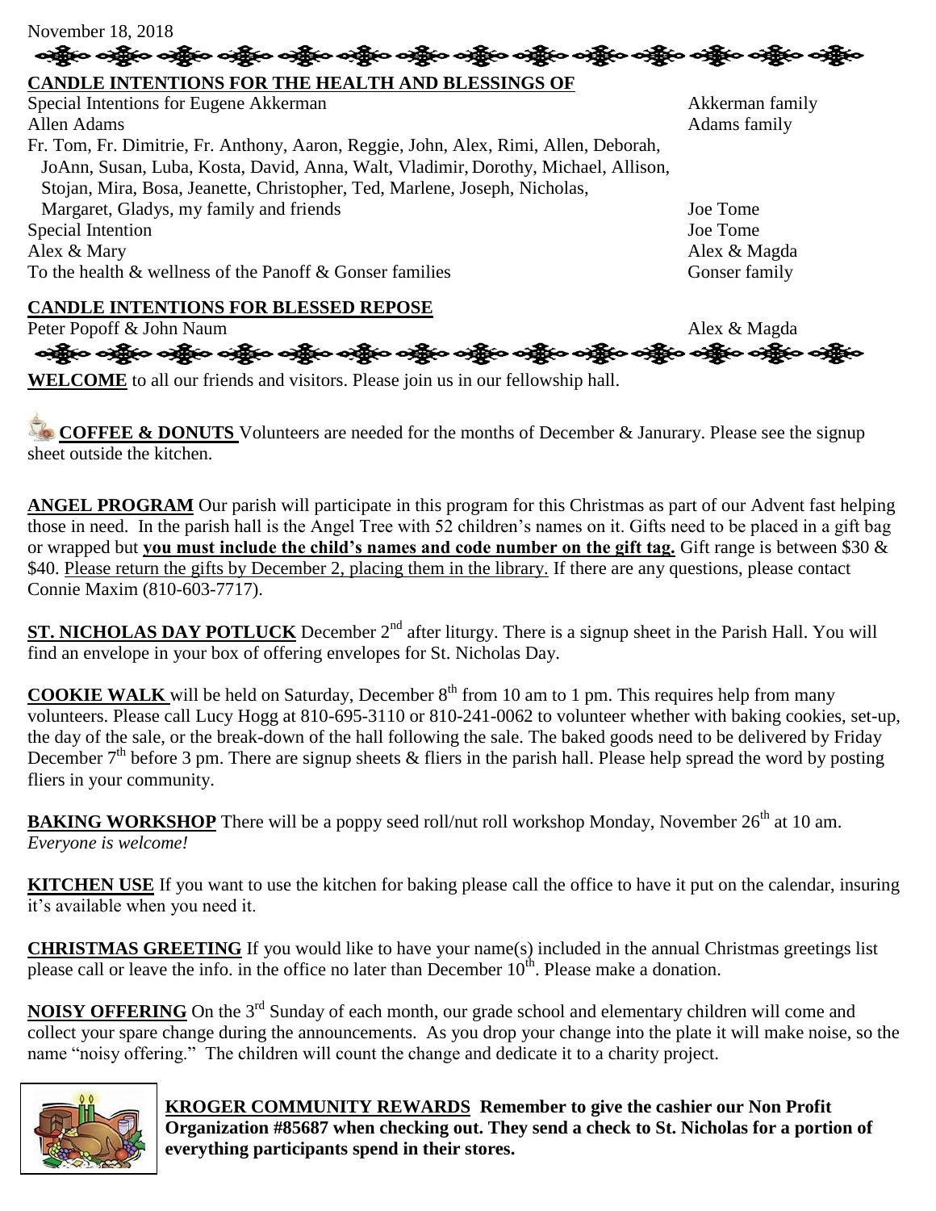November 18, 2018

**CANDLE INTENTIONS FOR THE HEALTH AND BLESSINGS OF**

| | |
|---|---|
| Special Intentions for Eugene Akkerman | Akkerman family |
| Allen Adams | Adams family |
| Fr. Tom, Fr. Dimitrie, Fr. Anthony, Aaron, Reggie, John, Alex, Rimi, Allen, Deborah, JoAnn, Susan, Luba, Kosta, David, Anna, Walt, Vladimir, Dorothy, Michael, Allison, Stojan, Mira, Bosa, Jeanette, Christopher, Ted, Marlene, Joseph, Nicholas, Margaret, Gladys, my family and friends | Joe Tome |
| Special Intention | Joe Tome |
| Alex & Mary | Alex & Magda |
| To the health & wellness of the Panoff & Gonser families | Gonser family |

**CANDLE INTENTIONS FOR BLESSED REPOSE**

| | |
|---|---|
| Peter Popoff & John Naum | Alex & Magda |

**WELCOME** to all our friends and visitors. Please join us in our fellowship hall.

**COFFEE & DONUTS** Volunteers are needed for the months of December & Janurary. Please see the signup sheet outside the kitchen.

**ANGEL PROGRAM** Our parish will participate in this program for this Christmas as part of our Advent fast helping those in need. In the parish hall is the Angel Tree with 52 children's names on it. Gifts need to be placed in a gift bag or wrapped but **you must include the child's names and code number on the gift tag.** Gift range is between $30 & $40. Please return the gifts by December 2, placing them in the library. If there are any questions, please contact Connie Maxim (810-603-7717).

**ST. NICHOLAS DAY POTLUCK** December 2nd after liturgy. There is a signup sheet in the Parish Hall. You will find an envelope in your box of offering envelopes for St. Nicholas Day.

**COOKIE WALK** will be held on Saturday, December 8th from 10 am to 1 pm. This requires help from many volunteers. Please call Lucy Hogg at 810-695-3110 or 810-241-0062 to volunteer whether with baking cookies, set-up, the day of the sale, or the break-down of the hall following the sale. The baked goods need to be delivered by Friday December 7th before 3 pm. There are signup sheets & fliers in the parish hall. Please help spread the word by posting fliers in your community.

**BAKING WORKSHOP** There will be a poppy seed roll/nut roll workshop Monday, November 26th at 10 am. *Everyone is welcome!*

**KITCHEN USE** If you want to use the kitchen for baking please call the office to have it put on the calendar, insuring it's available when you need it.

**CHRISTMAS GREETING** If you would like to have your name(s) included in the annual Christmas greetings list please call or leave the info. in the office no later than December 10th. Please make a donation.

**NOISY OFFERING** On the 3rd Sunday of each month, our grade school and elementary children will come and collect your spare change during the announcements. As you drop your change into the plate it will make noise, so the name "noisy offering." The children will count the change and dedicate it to a charity project.

**KROGER COMMUNITY REWARDS Remember to give the cashier our Non Profit Organization #85687 when checking out. They send a check to St. Nicholas for a portion of everything participants spend in their stores.**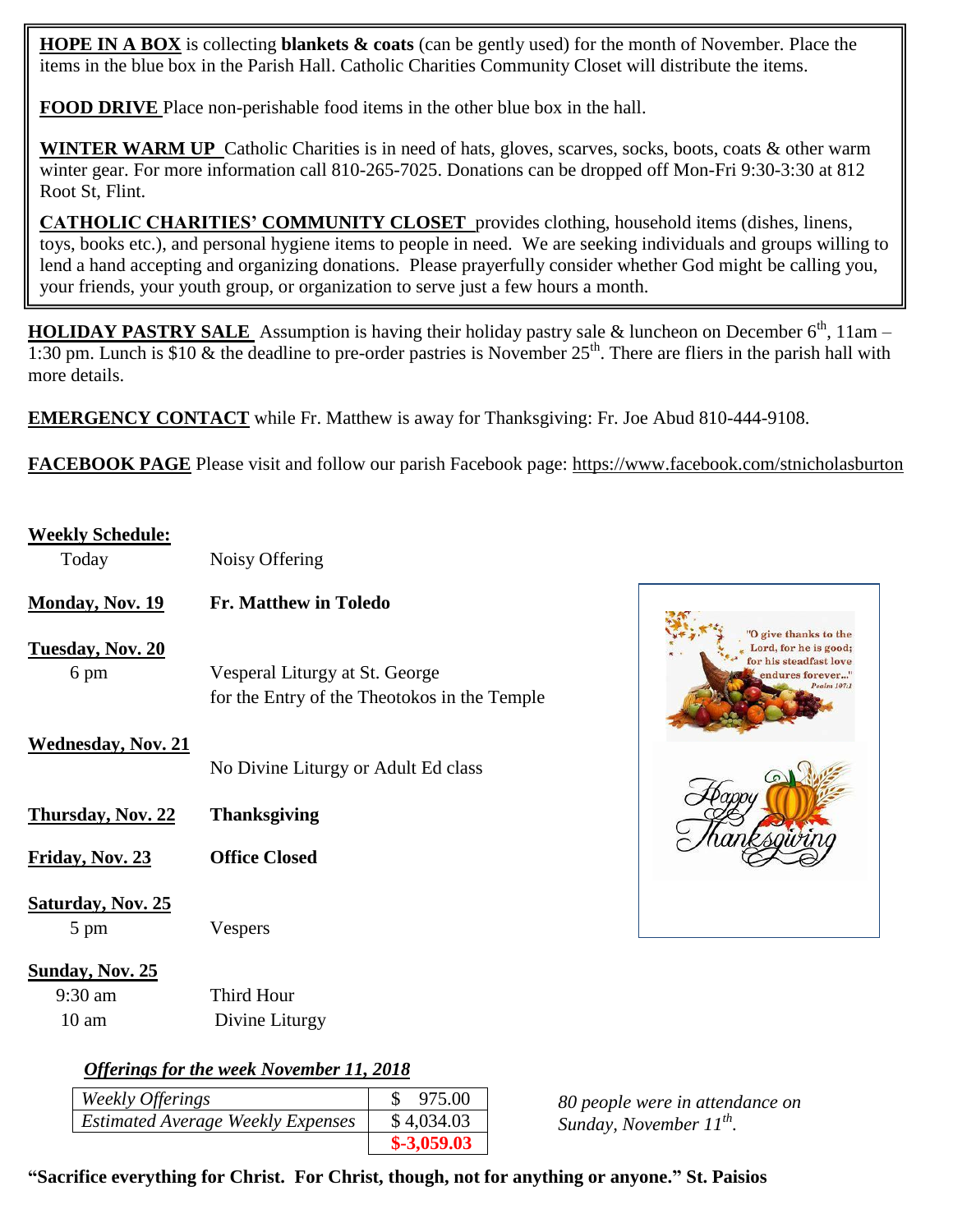**HOPE IN A BOX** is collecting **blankets & coats** (can be gently used) for the month of November. Place the items in the blue box in the Parish Hall. Catholic Charities Community Closet will distribute the items.

**FOOD DRIVE** Place non-perishable food items in the other blue box in the hall.

**WINTER WARM UP** Catholic Charities is in need of hats, gloves, scarves, socks, boots, coats & other warm winter gear. For more information call 810-265-7025. Donations can be dropped off Mon-Fri 9:30-3:30 at 812 Root St, Flint.

**CATHOLIC CHARITIES' COMMUNITY CLOSET** provides clothing, household items (dishes, linens, toys, books etc.), and personal hygiene items to people in need. We are seeking individuals and groups willing to lend a hand accepting and organizing donations. Please prayerfully consider whether God might be calling you, your friends, your youth group, or organization to serve just a few hours a month.

**HOLIDAY PASTRY SALE** Assumption is having their holiday pastry sale & luncheon on December 6th, 11am – 1:30 pm. Lunch is $10 & the deadline to pre-order pastries is November 25th. There are fliers in the parish hall with more details.

**EMERGENCY CONTACT** while Fr. Matthew is away for Thanksgiving: Fr. Joe Abud 810-444-9108.

**FACEBOOK PAGE** Please visit and follow our parish Facebook page: https://www.facebook.com/stnicholasburton

**Weekly Schedule:**

| | |
|---|---|
| Today | Noisy Offering |
| **Monday, Nov. 19** | **Fr. Matthew in Toledo** |
| **Tuesday, Nov. 20** | |
| 6 pm | Vesperal Liturgy at St. George for the Entry of the Theotokos in the Temple |
| **Wednesday, Nov. 21** | No Divine Liturgy or Adult Ed class |
| **Thursday, Nov. 22** | **Thanksgiving** |
| **Friday, Nov. 23** | **Office Closed** |
| **Saturday, Nov. 25** | |
| 5 pm | Vespers |
| **Sunday, Nov. 25** | |
| 9:30 am | Third Hour |
| 10 am | Divine Liturgy |

"O give thanks to the Lord, for he is good; for his steadfast love endures forever..." Psalm 107:1

Happy Thanksgiving

***Offerings for the week November 11, 2018***

| | |
|---|---|
| *Weekly Offerings* | $ 975.00 |
| *Estimated Average Weekly Expenses* | $ 4,034.03 |
| | **$-3,059.03** |

*80 people were in attendance on Sunday, November 11th.*

**"Sacrifice everything for Christ. For Christ, though, not for anything or anyone." St. Paisios**